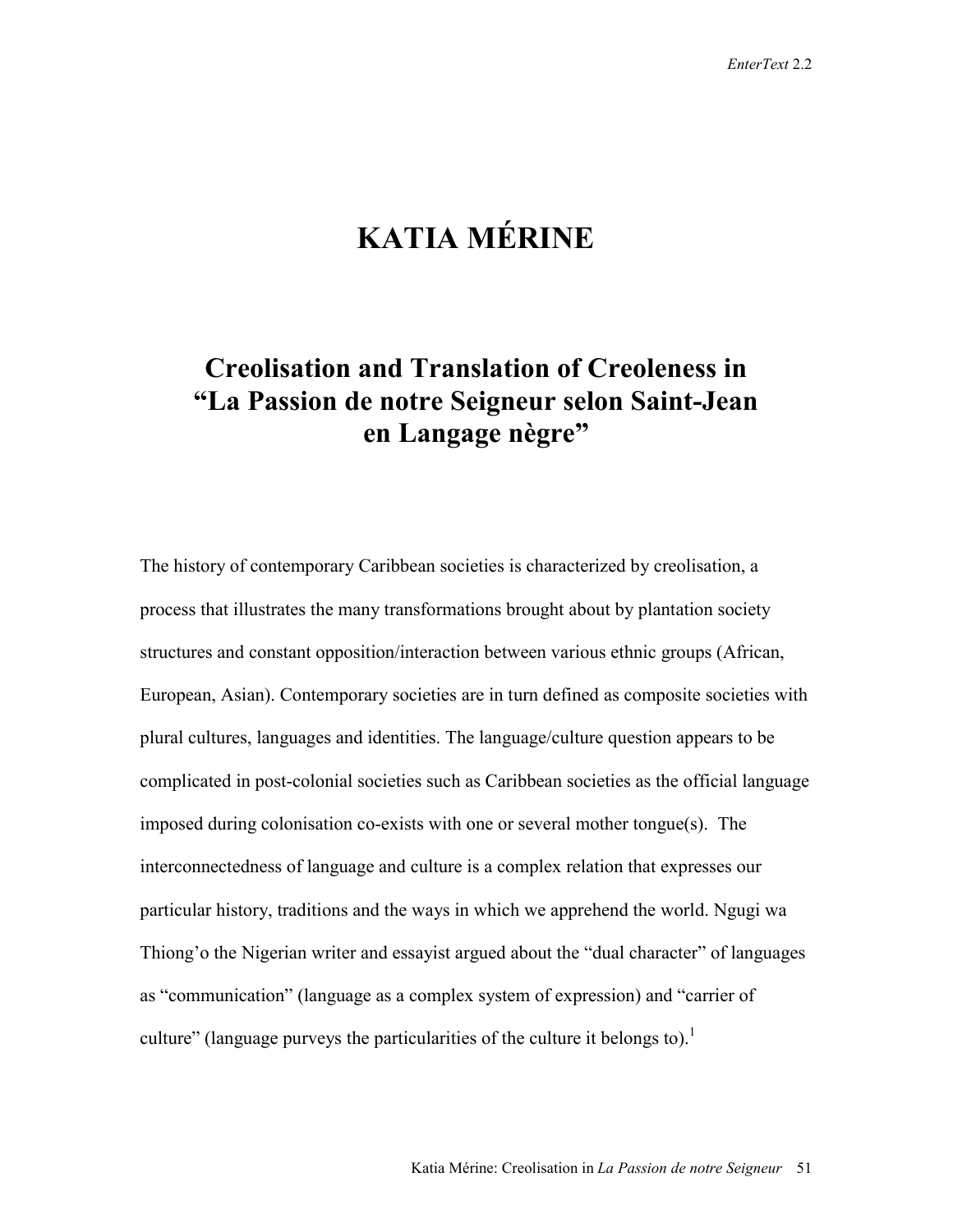# KATIA MÉRINE

## Creolisation and Translation of Creoleness in "La Passion de notre Seigneur selon Saint-Jean en Langage nègre"

The history of contemporary Caribbean societies is characterized by creolisation, a process that illustrates the many transformations brought about by plantation society structures and constant opposition/interaction between various ethnic groups (African, European, Asian). Contemporary societies are in turn defined as composite societies with plural cultures, languages and identities. The language/culture question appears to be complicated in post-colonial societies such as Caribbean societies as the official language imposed during colonisation co-exists with one or several mother tongue(s). The interconnectedness of language and culture is a complex relation that expresses our particular history, traditions and the ways in which we apprehend the world. Ngugi wa Thiong'o the Nigerian writer and essayist argued about the "dual character" of languages as "communication" (language as a complex system of expression) and "carrier of culture" (language purveys the particularities of the culture it belongs to).[1]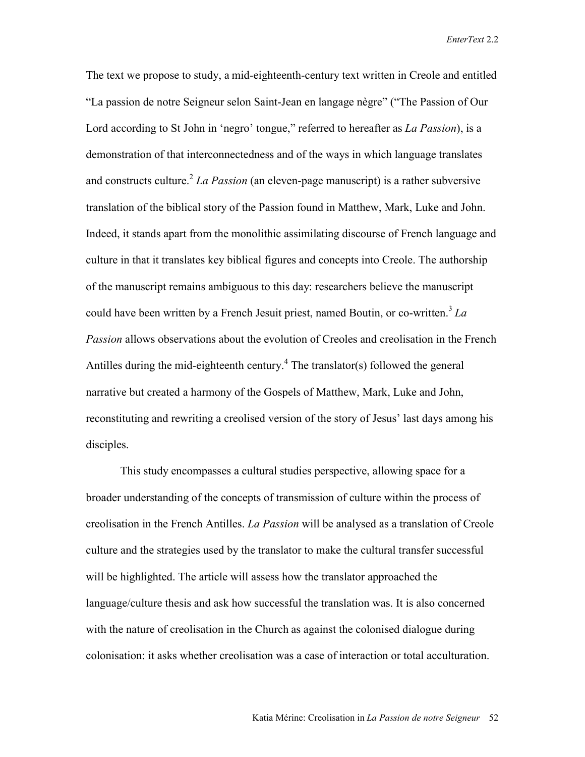The text we propose to study, a mid-eighteenth-century text written in Creole and entitled "La passion de notre Seigneur selon Saint-Jean en langage nègre" ("The Passion of Our Lord according to St John in 'negro' tongue," referred to hereafter as *La Passion*), is a demonstration of that interconnectedness and of the ways in which language translates and constructs culture.[2] *La Passion* (an eleven-page manuscript) is a rather subversive translation of the biblical story of the Passion found in Matthew, Mark, Luke and John. Indeed, it stands apart from the monolithic assimilating discourse of French language and culture in that it translates key biblical figures and concepts into Creole. The authorship of the manuscript remains ambiguous to this day: researchers believe the manuscript could have been written by a French Jesuit priest, named Boutin, or co-written.[3] *La Passion* allows observations about the evolution of Creoles and creolisation in the French Antilles during the mid-eighteenth century.[4] The translator(s) followed the general narrative but created a harmony of the Gospels of Matthew, Mark, Luke and John, reconstituting and rewriting a creolised version of the story of Jesus' last days among his disciples.

This study encompasses a cultural studies perspective, allowing space for a broader understanding of the concepts of transmission of culture within the process of creolisation in the French Antilles. *La Passion* will be analysed as a translation of Creole culture and the strategies used by the translator to make the cultural transfer successful will be highlighted. The article will assess how the translator approached the language/culture thesis and ask how successful the translation was. It is also concerned with the nature of creolisation in the Church as against the colonised dialogue during colonisation: it asks whether creolisation was a case of interaction or total acculturation.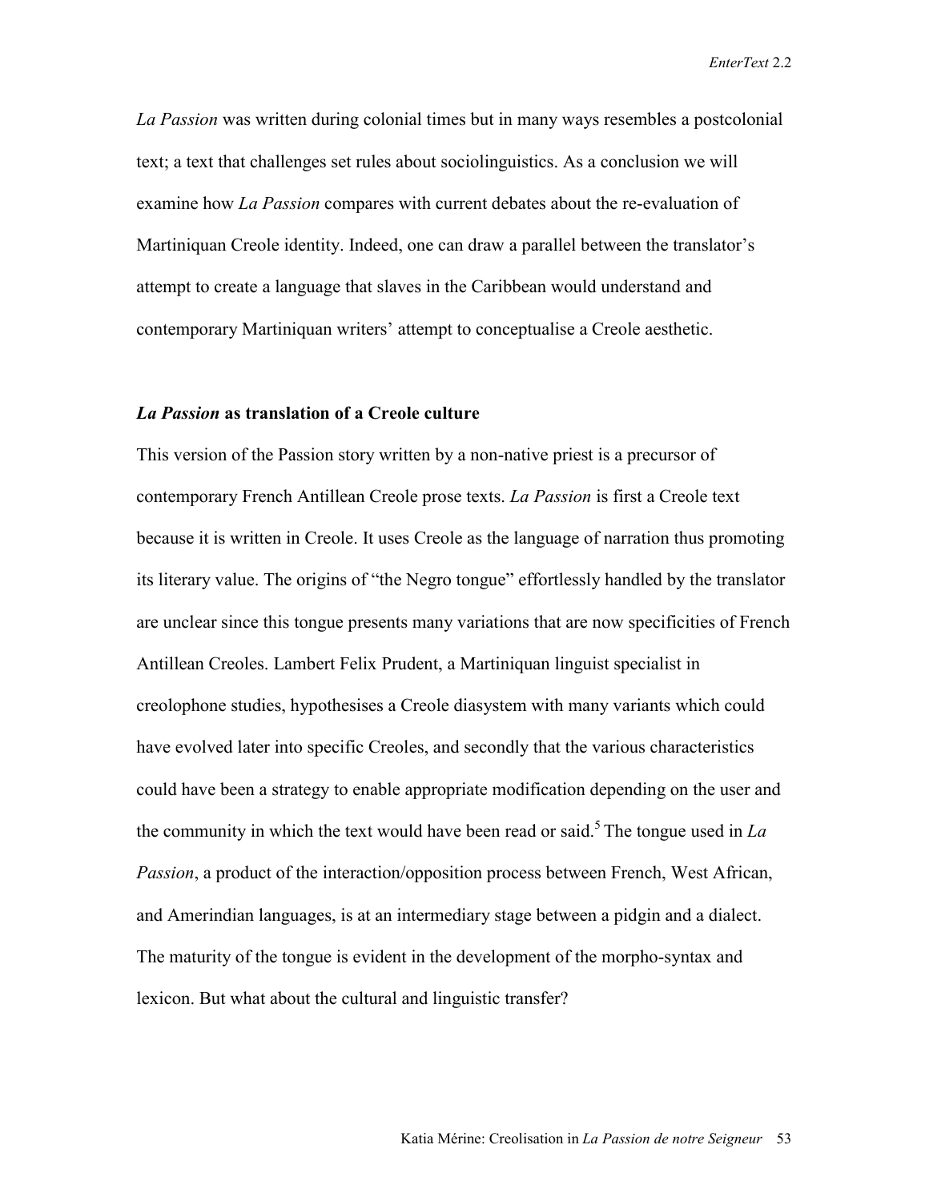*La Passion* was written during colonial times but in many ways resembles a postcolonial text; a text that challenges set rules about sociolinguistics. As a conclusion we will examine how *La Passion* compares with current debates about the re-evaluation of Martiniquan Creole identity. Indeed, one can draw a parallel between the translator's attempt to create a language that slaves in the Caribbean would understand and contemporary Martiniquan writers' attempt to conceptualise a Creole aesthetic.

### *La Passion* as translation of a Creole culture

This version of the Passion story written by a non-native priest is a precursor of contemporary French Antillean Creole prose texts. *La Passion* is first a Creole text because it is written in Creole. It uses Creole as the language of narration thus promoting its literary value. The origins of "the Negro tongue" effortlessly handled by the translator are unclear since this tongue presents many variations that are now specificities of French Antillean Creoles. Lambert Felix Prudent, a Martiniquan linguist specialist in creolophone studies, hypothesises a Creole diasystem with many variants which could have evolved later into specific Creoles, and secondly that the various characteristics could have been a strategy to enable appropriate modification depending on the user and the community in which the text would have been read or said.[5] The tongue used in *La Passion*, a product of the interaction/opposition process between French, West African, and Amerindian languages, is at an intermediary stage between a pidgin and a dialect. The maturity of the tongue is evident in the development of the morpho-syntax and lexicon. But what about the cultural and linguistic transfer?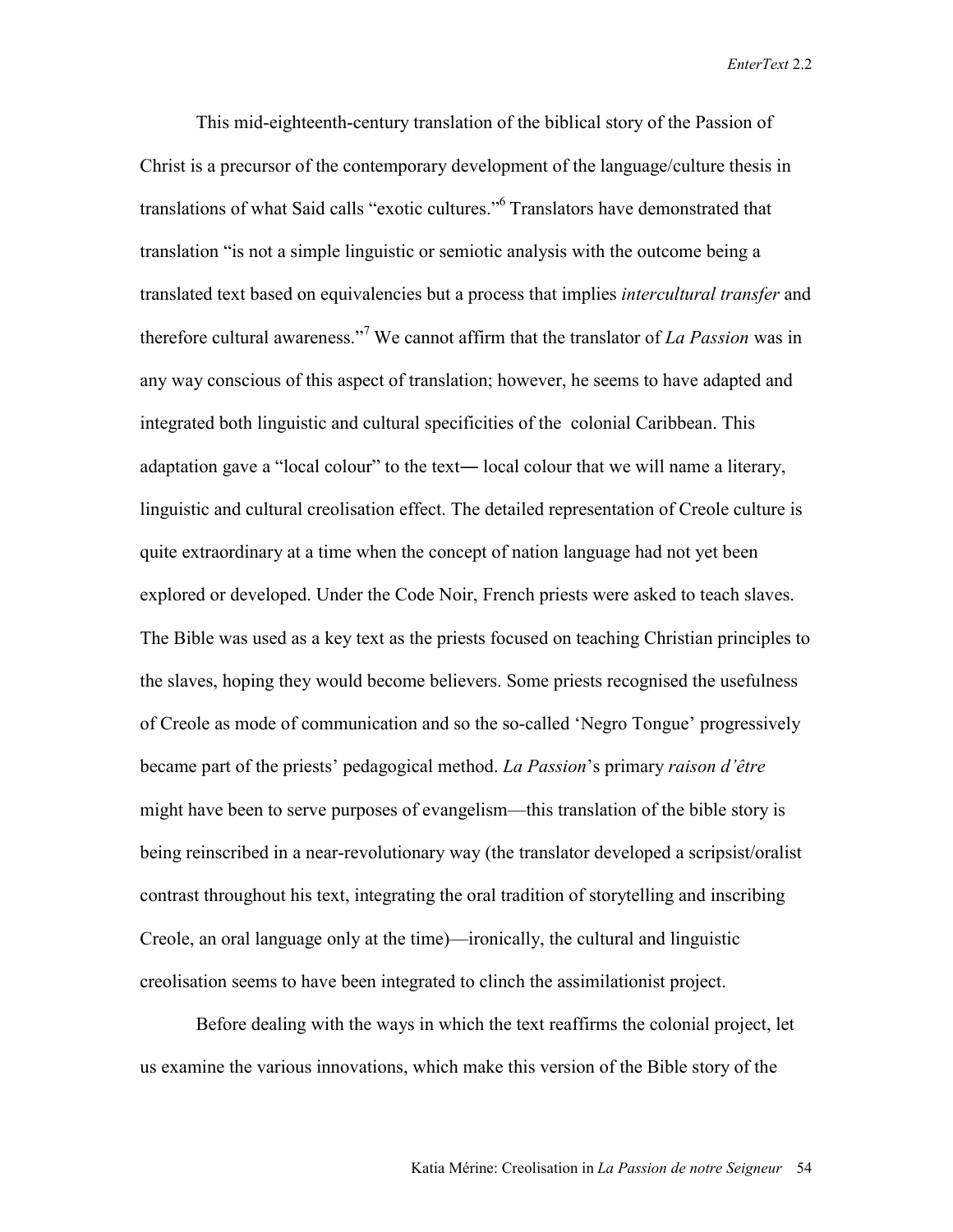This mid-eighteenth-century translation of the biblical story of the Passion of Christ is a precursor of the contemporary development of the language/culture thesis in translations of what Said calls "exotic cultures."[6] Translators have demonstrated that translation "is not a simple linguistic or semiotic analysis with the outcome being a translated text based on equivalencies but a process that implies *intercultural transfer* and therefore cultural awareness."[7] We cannot affirm that the translator of *La Passion* was in any way conscious of this aspect of translation; however, he seems to have adapted and integrated both linguistic and cultural specificities of the colonial Caribbean. This adaptation gave a "local colour" to the text― local colour that we will name a literary, linguistic and cultural creolisation effect. The detailed representation of Creole culture is quite extraordinary at a time when the concept of nation language had not yet been explored or developed. Under the Code Noir, French priests were asked to teach slaves. The Bible was used as a key text as the priests focused on teaching Christian principles to the slaves, hoping they would become believers. Some priests recognised the usefulness of Creole as mode of communication and so the so-called 'Negro Tongue' progressively became part of the priests' pedagogical method. *La Passion*'s primary *raison d'être* might have been to serve purposes of evangelism—this translation of the bible story is being reinscribed in a near-revolutionary way (the translator developed a scripsist/oralist contrast throughout his text, integrating the oral tradition of storytelling and inscribing Creole, an oral language only at the time)—ironically, the cultural and linguistic creolisation seems to have been integrated to clinch the assimilationist project.

Before dealing with the ways in which the text reaffirms the colonial project, let us examine the various innovations, which make this version of the Bible story of the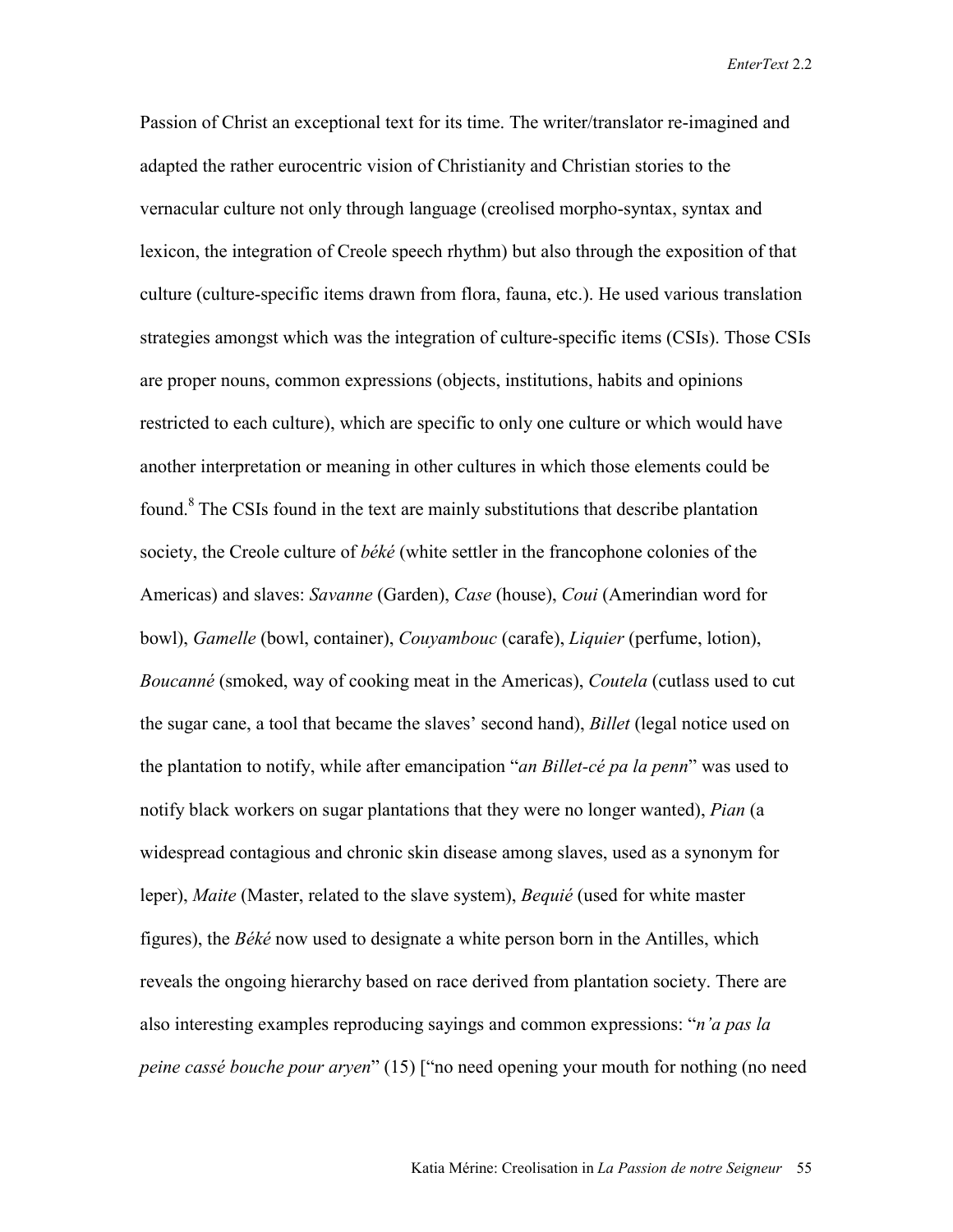Passion of Christ an exceptional text for its time. The writer/translator re-imagined and adapted the rather eurocentric vision of Christianity and Christian stories to the vernacular culture not only through language (creolised morpho-syntax, syntax and lexicon, the integration of Creole speech rhythm) but also through the exposition of that culture (culture-specific items drawn from flora, fauna, etc.). He used various translation strategies amongst which was the integration of culture-specific items (CSIs). Those CSIs are proper nouns, common expressions (objects, institutions, habits and opinions restricted to each culture), which are specific to only one culture or which would have another interpretation or meaning in other cultures in which those elements could be found.[8] The CSIs found in the text are mainly substitutions that describe plantation society, the Creole culture of *béké* (white settler in the francophone colonies of the Americas) and slaves: *Savanne* (Garden), *Case* (house), *Coui* (Amerindian word for bowl), *Gamelle* (bowl, container), *Couyambouc* (carafe), *Liquier* (perfume, lotion), *Boucanné* (smoked, way of cooking meat in the Americas), *Coutela* (cutlass used to cut the sugar cane, a tool that became the slaves' second hand), *Billet* (legal notice used on the plantation to notify, while after emancipation "*an Billet-cé pa la penn*" was used to notify black workers on sugar plantations that they were no longer wanted), *Pian* (a widespread contagious and chronic skin disease among slaves, used as a synonym for leper), *Maite* (Master, related to the slave system), *Bequié* (used for white master figures), the *Béké* now used to designate a white person born in the Antilles, which reveals the ongoing hierarchy based on race derived from plantation society. There are also interesting examples reproducing sayings and common expressions: "*n'a pas la peine cassé bouche pour aryen*" (15) ["no need opening your mouth for nothing (no need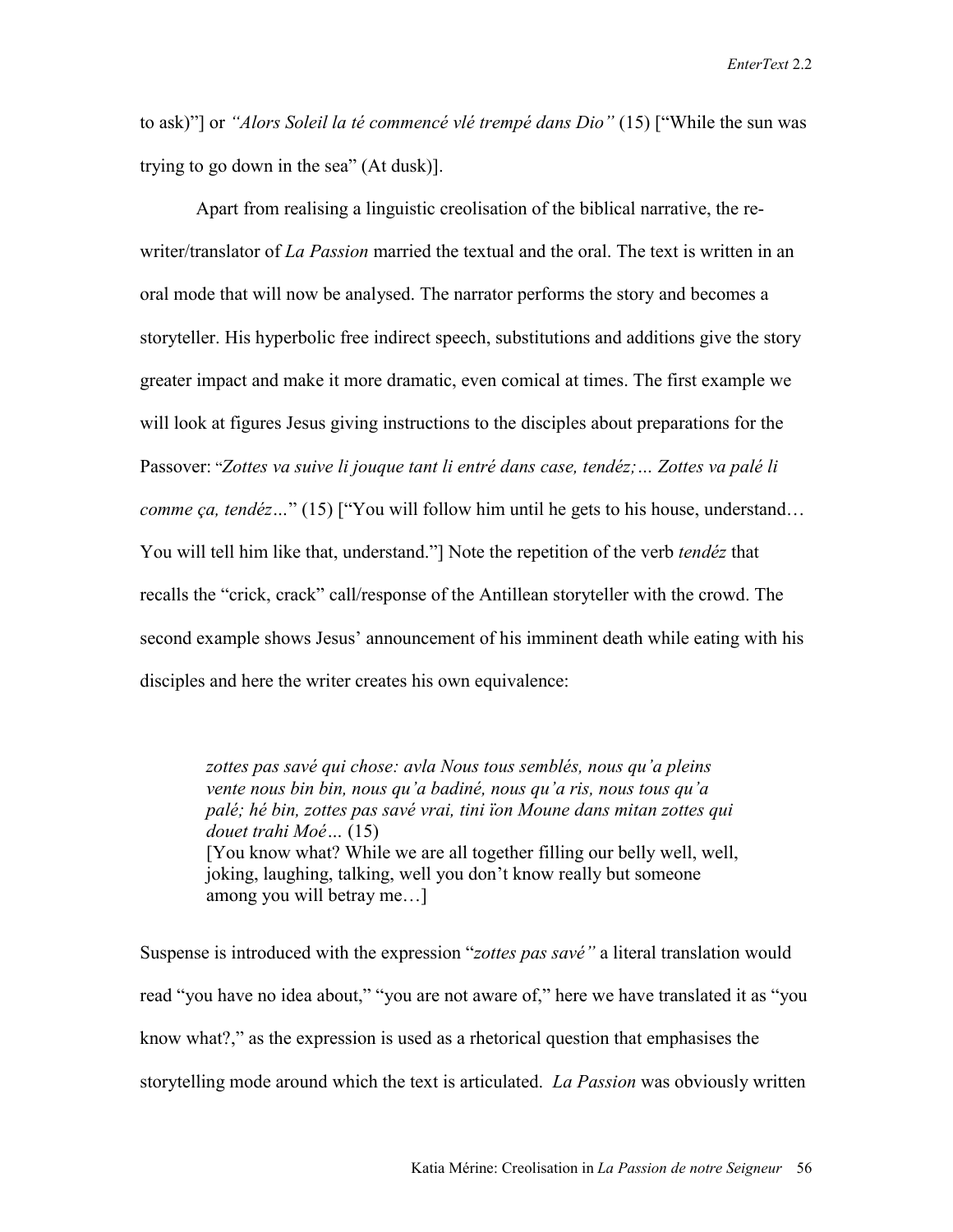to ask)"] or *"Alors Soleil la té commencé vlé trempé dans Dio"* (15) ["While the sun was trying to go down in the sea" (At dusk)].

Apart from realising a linguistic creolisation of the biblical narrative, the re-writer/translator of *La Passion* married the textual and the oral. The text is written in an oral mode that will now be analysed. The narrator performs the story and becomes a storyteller. His hyperbolic free indirect speech, substitutions and additions give the story greater impact and make it more dramatic, even comical at times. The first example we will look at figures Jesus giving instructions to the disciples about preparations for the Passover: "*Zottes va suive li jouque tant li entré dans case, tendéz;… Zottes va palé li comme ça, tendéz…*" (15) ["You will follow him until he gets to his house, understand… You will tell him like that, understand."] Note the repetition of the verb *tendéz* that recalls the "crick, crack" call/response of the Antillean storyteller with the crowd. The second example shows Jesus' announcement of his imminent death while eating with his disciples and here the writer creates his own equivalence:

> *zottes pas savé qui chose: avla Nous tous semblés, nous qu'a pleins vente nous bin bin, nous qu'a badiné, nous qu'a ris, nous tous qu'a palé; hé bin, zottes pas savé vrai, tini ïon Moune dans mitan zottes qui douet trahi Moé…* (15)
> [You know what? While we are all together filling our belly well, well, joking, laughing, talking, well you don't know really but someone among you will betray me…]

Suspense is introduced with the expression "*zottes pas savé"* a literal translation would read "you have no idea about," "you are not aware of," here we have translated it as "you know what?," as the expression is used as a rhetorical question that emphasises the storytelling mode around which the text is articulated. *La Passion* was obviously written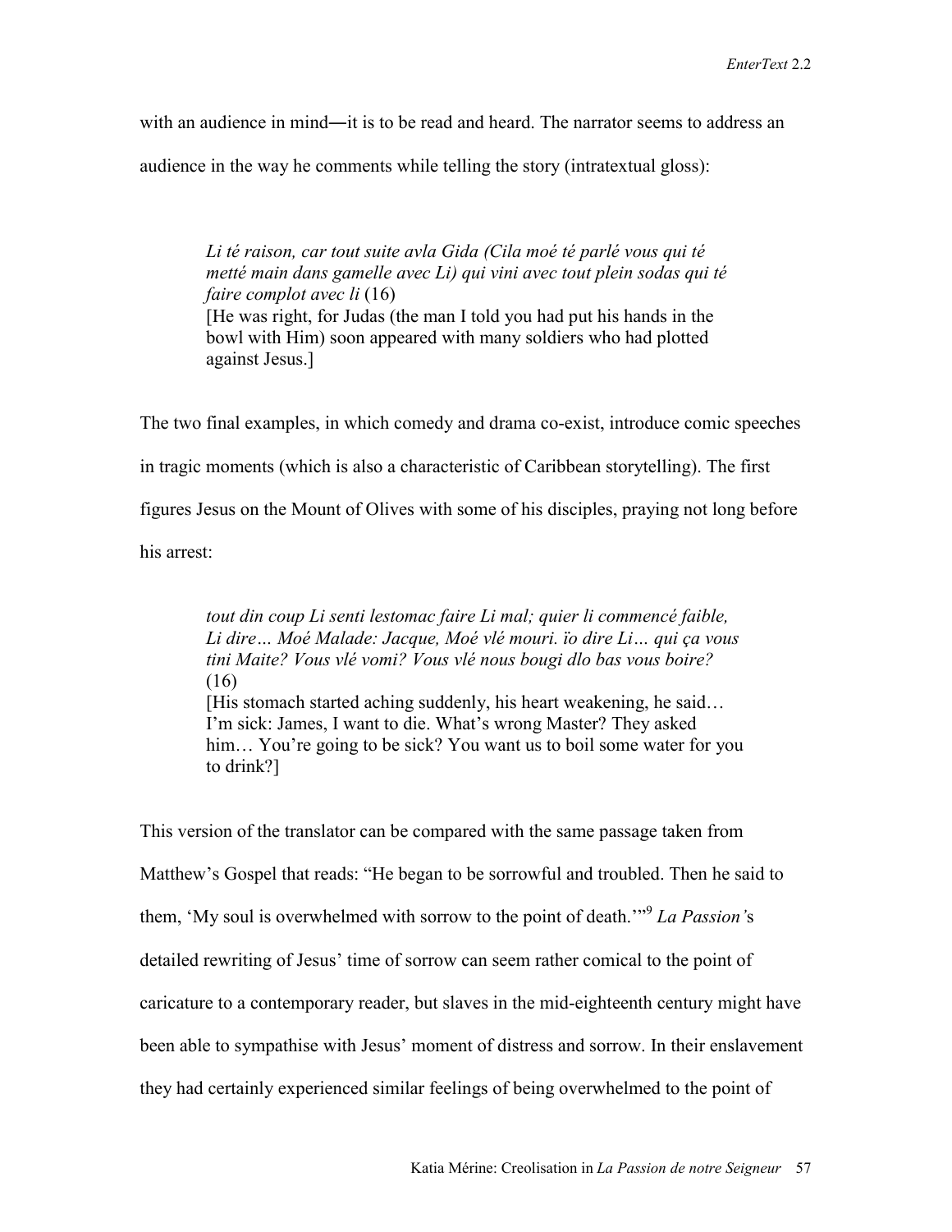with an audience in mind—it is to be read and heard. The narrator seems to address an audience in the way he comments while telling the story (intratextual gloss):

> *Li té raison, car tout suite avla Gida (Cila moé té parlé vous qui té metté main dans gamelle avec Li) qui vini avec tout plein sodas qui té faire complot avec li* (16)
> [He was right, for Judas (the man I told you had put his hands in the bowl with Him) soon appeared with many soldiers who had plotted against Jesus.]

The two final examples, in which comedy and drama co-exist, introduce comic speeches in tragic moments (which is also a characteristic of Caribbean storytelling). The first figures Jesus on the Mount of Olives with some of his disciples, praying not long before his arrest:

> *tout din coup Li senti lestomac faire Li mal; quier li commencé faible, Li dire… Moé Malade: Jacque, Moé vlé mouri. ïo dire Li… qui ça vous tini Maite? Vous vlé vomi? Vous vlé nous bougi dlo bas vous boire?* (16)
> [His stomach started aching suddenly, his heart weakening, he said… I'm sick: James, I want to die. What's wrong Master? They asked him… You're going to be sick? You want us to boil some water for you to drink?]

This version of the translator can be compared with the same passage taken from Matthew's Gospel that reads: "He began to be sorrowful and troubled. Then he said to them, 'My soul is overwhelmed with sorrow to the point of death.'"[9] *La Passion'*s detailed rewriting of Jesus' time of sorrow can seem rather comical to the point of caricature to a contemporary reader, but slaves in the mid-eighteenth century might have been able to sympathise with Jesus' moment of distress and sorrow. In their enslavement they had certainly experienced similar feelings of being overwhelmed to the point of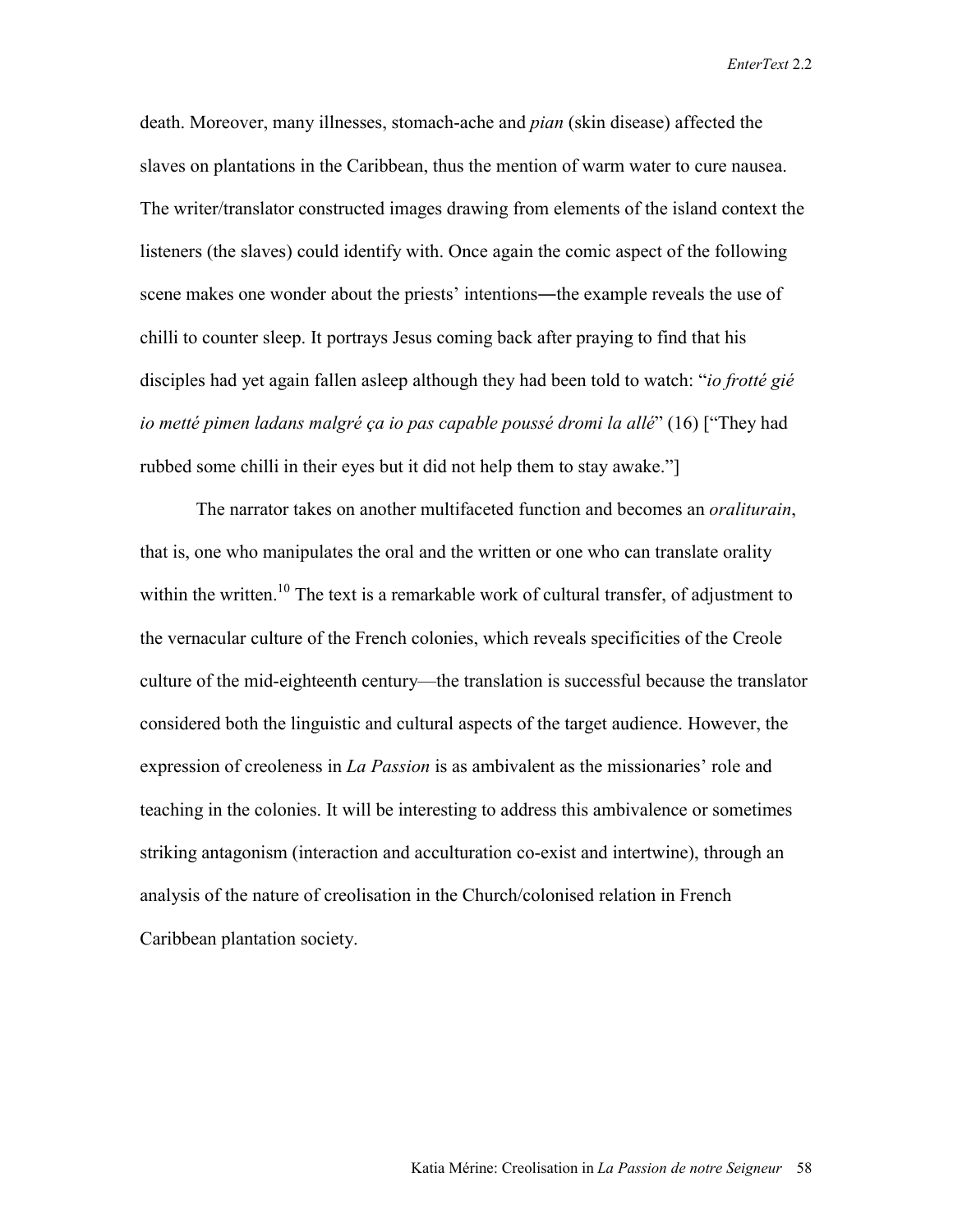death. Moreover, many illnesses, stomach-ache and *pian* (skin disease) affected the slaves on plantations in the Caribbean, thus the mention of warm water to cure nausea. The writer/translator constructed images drawing from elements of the island context the listeners (the slaves) could identify with. Once again the comic aspect of the following scene makes one wonder about the priests' intentions―the example reveals the use of chilli to counter sleep. It portrays Jesus coming back after praying to find that his disciples had yet again fallen asleep although they had been told to watch: "*io frotté gié io metté pimen ladans malgré ça io pas capable poussé dromi la allé*" (16) ["They had rubbed some chilli in their eyes but it did not help them to stay awake."]

The narrator takes on another multifaceted function and becomes an *oraliturain*, that is, one who manipulates the oral and the written or one who can translate orality within the written.[10] The text is a remarkable work of cultural transfer, of adjustment to the vernacular culture of the French colonies, which reveals specificities of the Creole culture of the mid-eighteenth century—the translation is successful because the translator considered both the linguistic and cultural aspects of the target audience. However, the expression of creoleness in *La Passion* is as ambivalent as the missionaries' role and teaching in the colonies. It will be interesting to address this ambivalence or sometimes striking antagonism (interaction and acculturation co-exist and intertwine), through an analysis of the nature of creolisation in the Church/colonised relation in French Caribbean plantation society.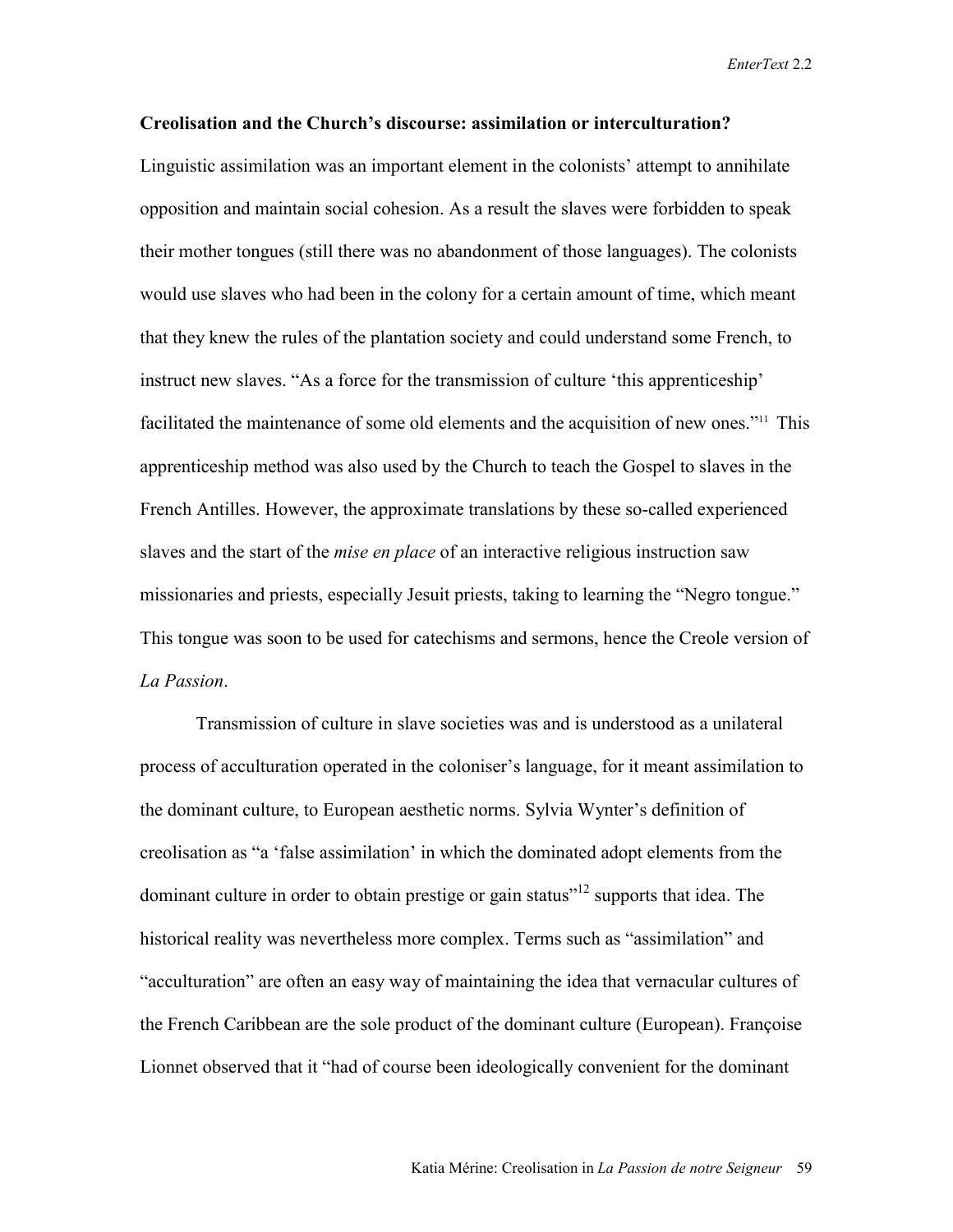**Creolisation and the Church's discourse: assimilation or interculturation?**

Linguistic assimilation was an important element in the colonists' attempt to annihilate opposition and maintain social cohesion. As a result the slaves were forbidden to speak their mother tongues (still there was no abandonment of those languages). The colonists would use slaves who had been in the colony for a certain amount of time, which meant that they knew the rules of the plantation society and could understand some French, to instruct new slaves. "As a force for the transmission of culture 'this apprenticeship' facilitated the maintenance of some old elements and the acquisition of new ones."[11] This apprenticeship method was also used by the Church to teach the Gospel to slaves in the French Antilles. However, the approximate translations by these so-called experienced slaves and the start of the *mise en place* of an interactive religious instruction saw missionaries and priests, especially Jesuit priests, taking to learning the "Negro tongue." This tongue was soon to be used for catechisms and sermons, hence the Creole version of *La Passion*.

Transmission of culture in slave societies was and is understood as a unilateral process of acculturation operated in the coloniser's language, for it meant assimilation to the dominant culture, to European aesthetic norms. Sylvia Wynter's definition of creolisation as "a 'false assimilation' in which the dominated adopt elements from the dominant culture in order to obtain prestige or gain status"[12] supports that idea. The historical reality was nevertheless more complex. Terms such as "assimilation" and "acculturation" are often an easy way of maintaining the idea that vernacular cultures of the French Caribbean are the sole product of the dominant culture (European). Françoise Lionnet observed that it "had of course been ideologically convenient for the dominant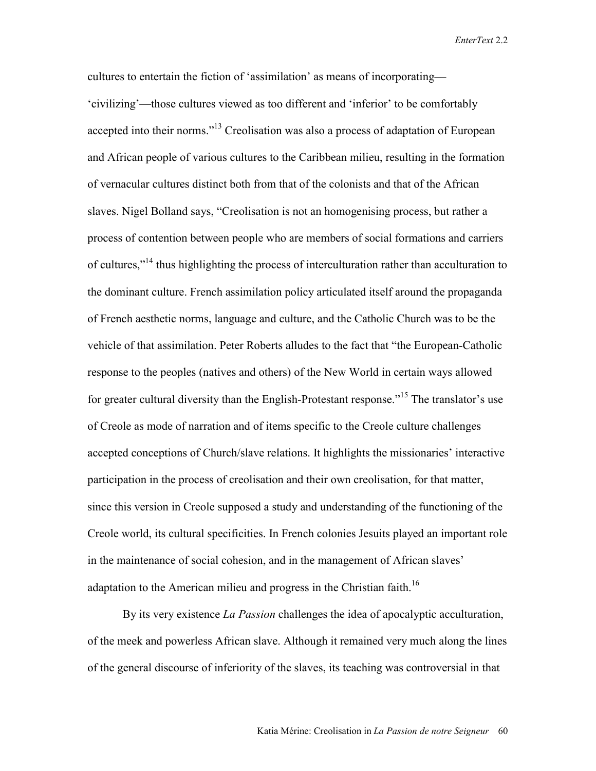cultures to entertain the fiction of 'assimilation' as means of incorporating—'civilizing'—those cultures viewed as too different and 'inferior' to be comfortably accepted into their norms."[13] Creolisation was also a process of adaptation of European and African people of various cultures to the Caribbean milieu, resulting in the formation of vernacular cultures distinct both from that of the colonists and that of the African slaves. Nigel Bolland says, "Creolisation is not an homogenising process, but rather a process of contention between people who are members of social formations and carriers of cultures,"[14] thus highlighting the process of interculturation rather than acculturation to the dominant culture. French assimilation policy articulated itself around the propaganda of French aesthetic norms, language and culture, and the Catholic Church was to be the vehicle of that assimilation. Peter Roberts alludes to the fact that "the European-Catholic response to the peoples (natives and others) of the New World in certain ways allowed for greater cultural diversity than the English-Protestant response."[15] The translator's use of Creole as mode of narration and of items specific to the Creole culture challenges accepted conceptions of Church/slave relations. It highlights the missionaries' interactive participation in the process of creolisation and their own creolisation, for that matter, since this version in Creole supposed a study and understanding of the functioning of the Creole world, its cultural specificities. In French colonies Jesuits played an important role in the maintenance of social cohesion, and in the management of African slaves' adaptation to the American milieu and progress in the Christian faith.[16]

By its very existence *La Passion* challenges the idea of apocalyptic acculturation, of the meek and powerless African slave. Although it remained very much along the lines of the general discourse of inferiority of the slaves, its teaching was controversial in that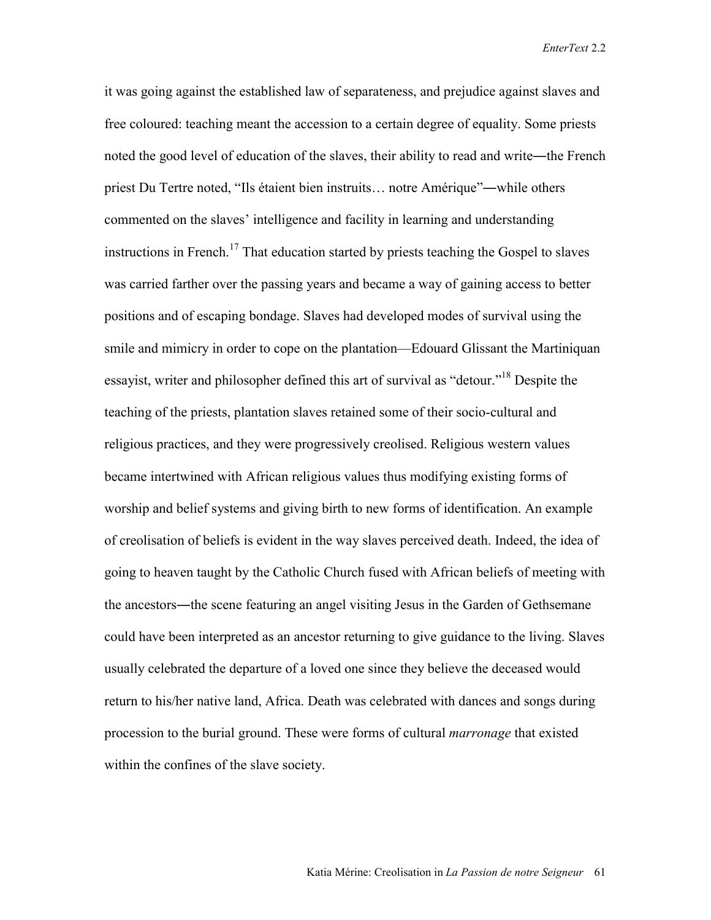it was going against the established law of separateness, and prejudice against slaves and free coloured: teaching meant the accession to a certain degree of equality. Some priests noted the good level of education of the slaves, their ability to read and write―the French priest Du Tertre noted, “Ils étaient bien instruits… notre Amérique”―while others commented on the slaves’ intelligence and facility in learning and understanding instructions in French.[17] That education started by priests teaching the Gospel to slaves was carried farther over the passing years and became a way of gaining access to better positions and of escaping bondage. Slaves had developed modes of survival using the smile and mimicry in order to cope on the plantation—Edouard Glissant the Martiniquan essayist, writer and philosopher defined this art of survival as “detour.”[18] Despite the teaching of the priests, plantation slaves retained some of their socio-cultural and religious practices, and they were progressively creolised. Religious western values became intertwined with African religious values thus modifying existing forms of worship and belief systems and giving birth to new forms of identification. An example of creolisation of beliefs is evident in the way slaves perceived death. Indeed, the idea of going to heaven taught by the Catholic Church fused with African beliefs of meeting with the ancestors―the scene featuring an angel visiting Jesus in the Garden of Gethsemane could have been interpreted as an ancestor returning to give guidance to the living. Slaves usually celebrated the departure of a loved one since they believe the deceased would return to his/her native land, Africa. Death was celebrated with dances and songs during procession to the burial ground. These were forms of cultural *marronage* that existed within the confines of the slave society.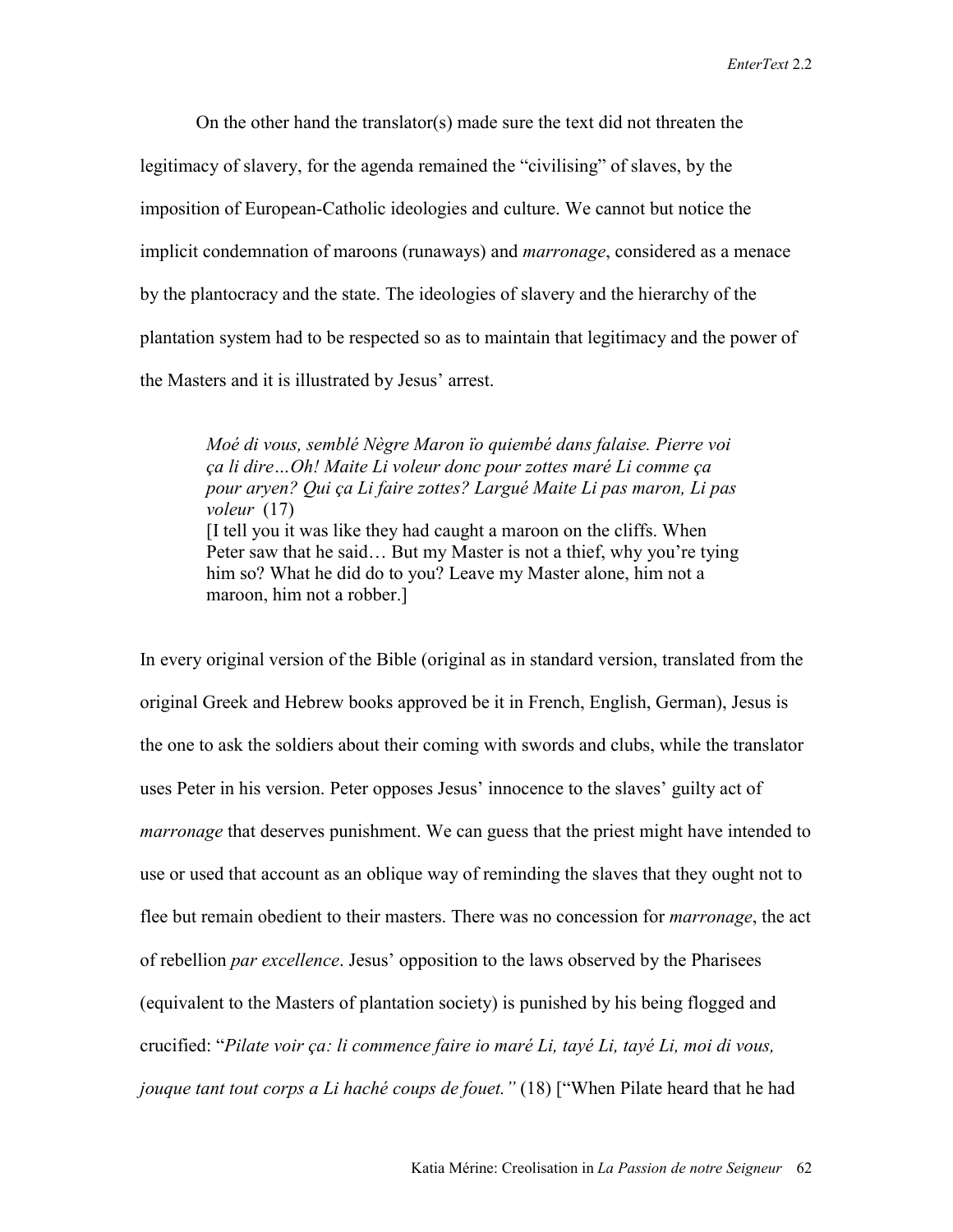On the other hand the translator(s) made sure the text did not threaten the legitimacy of slavery, for the agenda remained the "civilising" of slaves, by the imposition of European-Catholic ideologies and culture. We cannot but notice the implicit condemnation of maroons (runaways) and *marronage*, considered as a menace by the plantocracy and the state. The ideologies of slavery and the hierarchy of the plantation system had to be respected so as to maintain that legitimacy and the power of the Masters and it is illustrated by Jesus' arrest.

> *Moé di vous, semblé Nègre Maron ïo quiembé dans falaise. Pierre voi ça li dire…Oh! Maite Li voleur donc pour zottes maré Li comme ça pour aryen? Qui ça Li faire zottes? Largué Maite Li pas maron, Li pas voleur* (17)
> [I tell you it was like they had caught a maroon on the cliffs. When Peter saw that he said… But my Master is not a thief, why you're tying him so? What he did do to you? Leave my Master alone, him not a maroon, him not a robber.]

In every original version of the Bible (original as in standard version, translated from the original Greek and Hebrew books approved be it in French, English, German), Jesus is the one to ask the soldiers about their coming with swords and clubs, while the translator uses Peter in his version. Peter opposes Jesus' innocence to the slaves' guilty act of *marronage* that deserves punishment. We can guess that the priest might have intended to use or used that account as an oblique way of reminding the slaves that they ought not to flee but remain obedient to their masters. There was no concession for *marronage*, the act of rebellion *par excellence*. Jesus' opposition to the laws observed by the Pharisees (equivalent to the Masters of plantation society) is punished by his being flogged and crucified: "*Pilate voir ça: li commence faire io maré Li, tayé Li, tayé Li, moi di vous, jouque tant tout corps a Li haché coups de fouet.*" (18) ["When Pilate heard that he had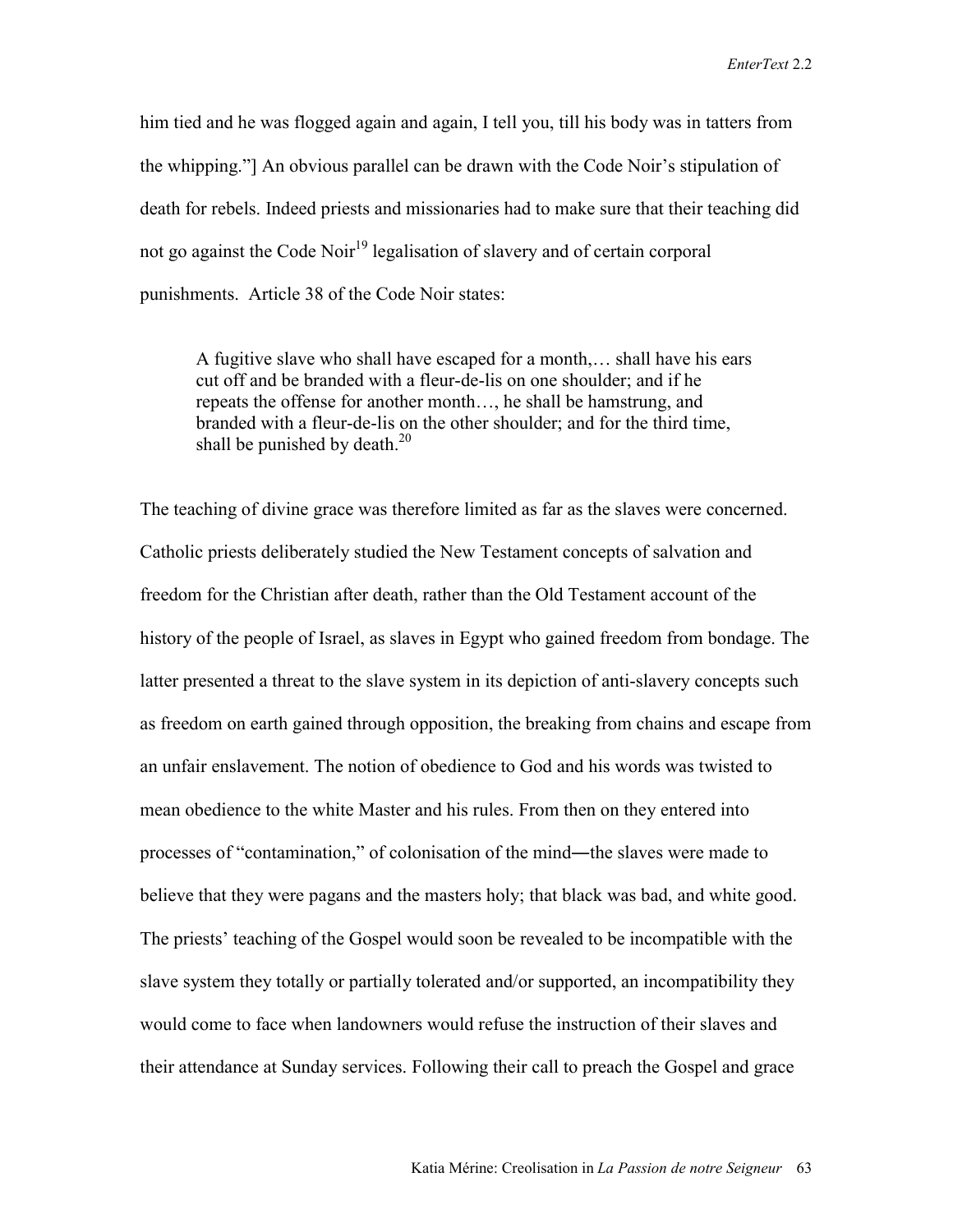him tied and he was flogged again and again, I tell you, till his body was in tatters from the whipping."] An obvious parallel can be drawn with the Code Noir's stipulation of death for rebels. Indeed priests and missionaries had to make sure that their teaching did not go against the Code Noir[19] legalisation of slavery and of certain corporal punishments. Article 38 of the Code Noir states:

> A fugitive slave who shall have escaped for a month,… shall have his ears cut off and be branded with a fleur-de-lis on one shoulder; and if he repeats the offense for another month…, he shall be hamstrung, and branded with a fleur-de-lis on the other shoulder; and for the third time, shall be punished by death.[20]

The teaching of divine grace was therefore limited as far as the slaves were concerned. Catholic priests deliberately studied the New Testament concepts of salvation and freedom for the Christian after death, rather than the Old Testament account of the history of the people of Israel, as slaves in Egypt who gained freedom from bondage. The latter presented a threat to the slave system in its depiction of anti-slavery concepts such as freedom on earth gained through opposition, the breaking from chains and escape from an unfair enslavement. The notion of obedience to God and his words was twisted to mean obedience to the white Master and his rules. From then on they entered into processes of "contamination," of colonisation of the mind―the slaves were made to believe that they were pagans and the masters holy; that black was bad, and white good. The priests' teaching of the Gospel would soon be revealed to be incompatible with the slave system they totally or partially tolerated and/or supported, an incompatibility they would come to face when landowners would refuse the instruction of their slaves and their attendance at Sunday services. Following their call to preach the Gospel and grace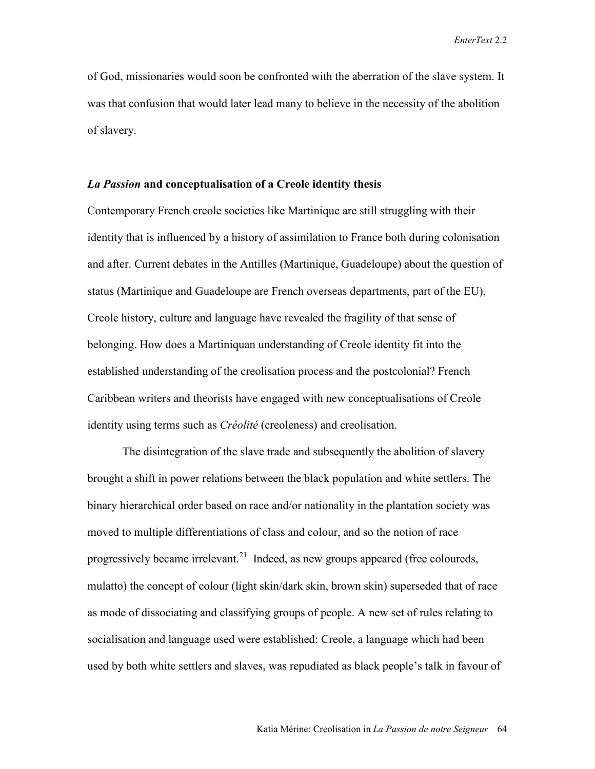of God, missionaries would soon be confronted with the aberration of the slave system. It was that confusion that would later lead many to believe in the necessity of the abolition of slavery.

### *La Passion* and conceptualisation of a Creole identity thesis

Contemporary French creole societies like Martinique are still struggling with their identity that is influenced by a history of assimilation to France both during colonisation and after. Current debates in the Antilles (Martinique, Guadeloupe) about the question of status (Martinique and Guadeloupe are French overseas departments, part of the EU), Creole history, culture and language have revealed the fragility of that sense of belonging. How does a Martiniquan understanding of Creole identity fit into the established understanding of the creolisation process and the postcolonial? French Caribbean writers and theorists have engaged with new conceptualisations of Creole identity using terms such as *Créolité* (creoleness) and creolisation.

The disintegration of the slave trade and subsequently the abolition of slavery brought a shift in power relations between the black population and white settlers. The binary hierarchical order based on race and/or nationality in the plantation society was moved to multiple differentiations of class and colour, and so the notion of race progressively became irrelevant.[21] Indeed, as new groups appeared (free coloureds, mulatto) the concept of colour (light skin/dark skin, brown skin) superseded that of race as mode of dissociating and classifying groups of people. A new set of rules relating to socialisation and language used were established: Creole, a language which had been used by both white settlers and slaves, was repudiated as black people's talk in favour of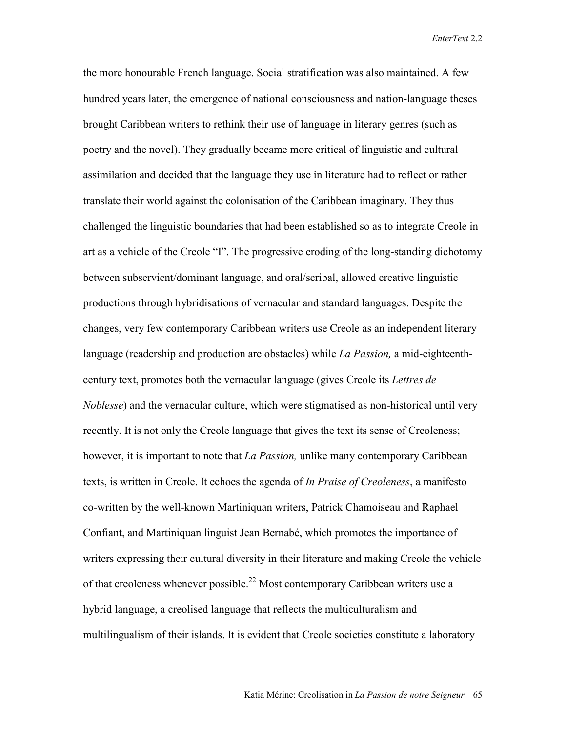the more honourable French language. Social stratification was also maintained. A few hundred years later, the emergence of national consciousness and nation-language theses brought Caribbean writers to rethink their use of language in literary genres (such as poetry and the novel). They gradually became more critical of linguistic and cultural assimilation and decided that the language they use in literature had to reflect or rather translate their world against the colonisation of the Caribbean imaginary. They thus challenged the linguistic boundaries that had been established so as to integrate Creole in art as a vehicle of the Creole "I". The progressive eroding of the long-standing dichotomy between subservient/dominant language, and oral/scribal, allowed creative linguistic productions through hybridisations of vernacular and standard languages. Despite the changes, very few contemporary Caribbean writers use Creole as an independent literary language (readership and production are obstacles) while *La Passion,* a mid-eighteenth-century text, promotes both the vernacular language (gives Creole its *Lettres de Noblesse*) and the vernacular culture, which were stigmatised as non-historical until very recently. It is not only the Creole language that gives the text its sense of Creoleness; however, it is important to note that *La Passion,* unlike many contemporary Caribbean texts, is written in Creole. It echoes the agenda of *In Praise of Creoleness*, a manifesto co-written by the well-known Martiniquan writers, Patrick Chamoiseau and Raphael Confiant, and Martiniquan linguist Jean Bernabé, which promotes the importance of writers expressing their cultural diversity in their literature and making Creole the vehicle of that creoleness whenever possible.[22] Most contemporary Caribbean writers use a hybrid language, a creolised language that reflects the multiculturalism and multilingualism of their islands. It is evident that Creole societies constitute a laboratory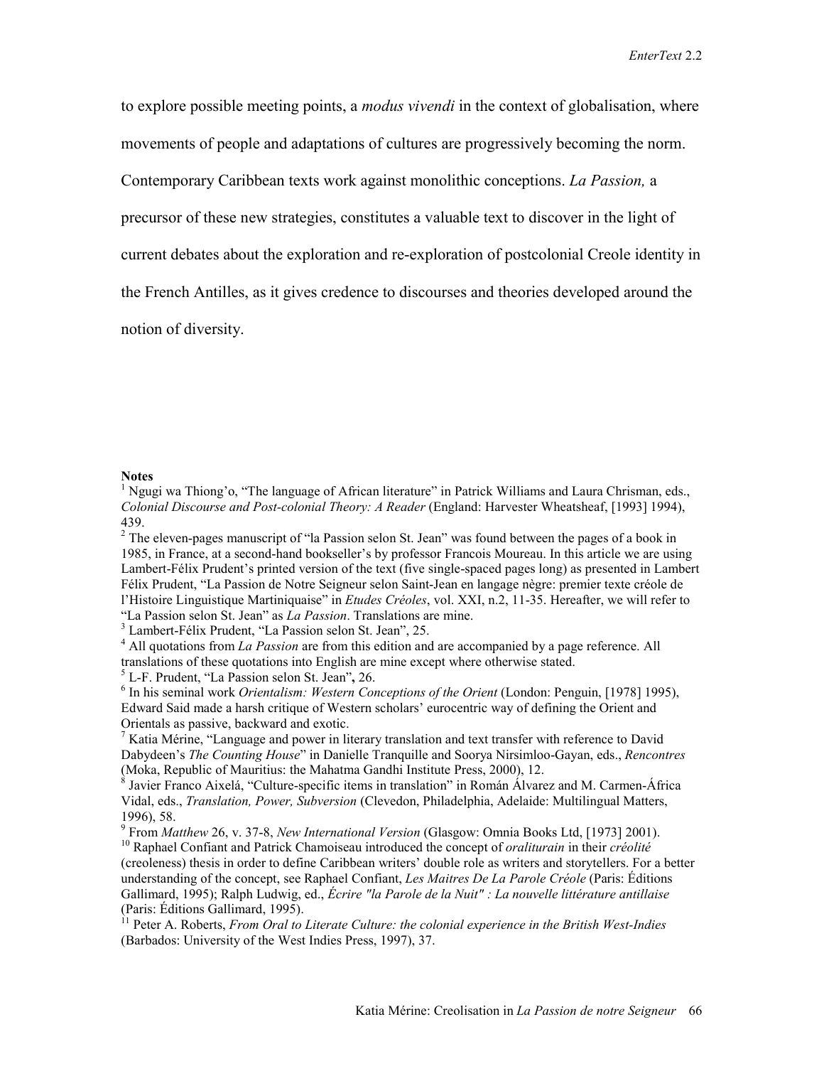to explore possible meeting points, a *modus vivendi* in the context of globalisation, where movements of people and adaptations of cultures are progressively becoming the norm. Contemporary Caribbean texts work against monolithic conceptions. *La Passion,* a precursor of these new strategies, constitutes a valuable text to discover in the light of current debates about the exploration and re-exploration of postcolonial Creole identity in the French Antilles, as it gives credence to discourses and theories developed around the notion of diversity.

**Notes**

[1] Ngugi wa Thiong'o, "The language of African literature" in Patrick Williams and Laura Chrisman, eds., *Colonial Discourse and Post-colonial Theory: A Reader* (England: Harvester Wheatsheaf, [1993] 1994), 439.

[2] The eleven-pages manuscript of "la Passion selon St. Jean" was found between the pages of a book in 1985, in France, at a second-hand bookseller's by professor Francois Moureau. In this article we are using Lambert-Félix Prudent's printed version of the text (five single-spaced pages long) as presented in Lambert Félix Prudent, "La Passion de Notre Seigneur selon Saint-Jean en langage nègre: premier texte créole de l'Histoire Linguistique Martiniquaise" in *Etudes Créoles*, vol. XXI, n.2, 11-35. Hereafter, we will refer to "La Passion selon St. Jean" as *La Passion*. Translations are mine.

[3] Lambert-Félix Prudent, "La Passion selon St. Jean", 25.

[4] All quotations from *La Passion* are from this edition and are accompanied by a page reference. All translations of these quotations into English are mine except where otherwise stated.

[5] L-F. Prudent, "La Passion selon St. Jean"**,** 26.

[6] In his seminal work *Orientalism: Western Conceptions of the Orient* (London: Penguin, [1978] 1995), Edward Said made a harsh critique of Western scholars' eurocentric way of defining the Orient and Orientals as passive, backward and exotic.

[7] Katia Mérine, "Language and power in literary translation and text transfer with reference to David Dabydeen's *The Counting House*" in Danielle Tranquille and Soorya Nirsimloo-Gayan, eds., *Rencontres* (Moka, Republic of Mauritius: the Mahatma Gandhi Institute Press, 2000), 12.

[8] Javier Franco Aixelá, "Culture-specific items in translation" in Román Álvarez and M. Carmen-África Vidal, eds., *Translation, Power, Subversion* (Clevedon, Philadelphia, Adelaide: Multilingual Matters, 1996), 58.

[9] From *Matthew* 26, v. 37-8, *New International Version* (Glasgow: Omnia Books Ltd, [1973] 2001).

[10] Raphael Confiant and Patrick Chamoiseau introduced the concept of *oraliturain* in their *créolité* (creoleness) thesis in order to define Caribbean writers' double role as writers and storytellers. For a better understanding of the concept, see Raphael Confiant, *Les Maitres De La Parole Créole* (Paris: Éditions Gallimard, 1995); Ralph Ludwig, ed., *Écrire "la Parole de la Nuit" : La nouvelle littérature antillaise* (Paris: Éditions Gallimard, 1995).

[11] Peter A. Roberts, *From Oral to Literate Culture: the colonial experience in the British West-Indies* (Barbados: University of the West Indies Press, 1997), 37.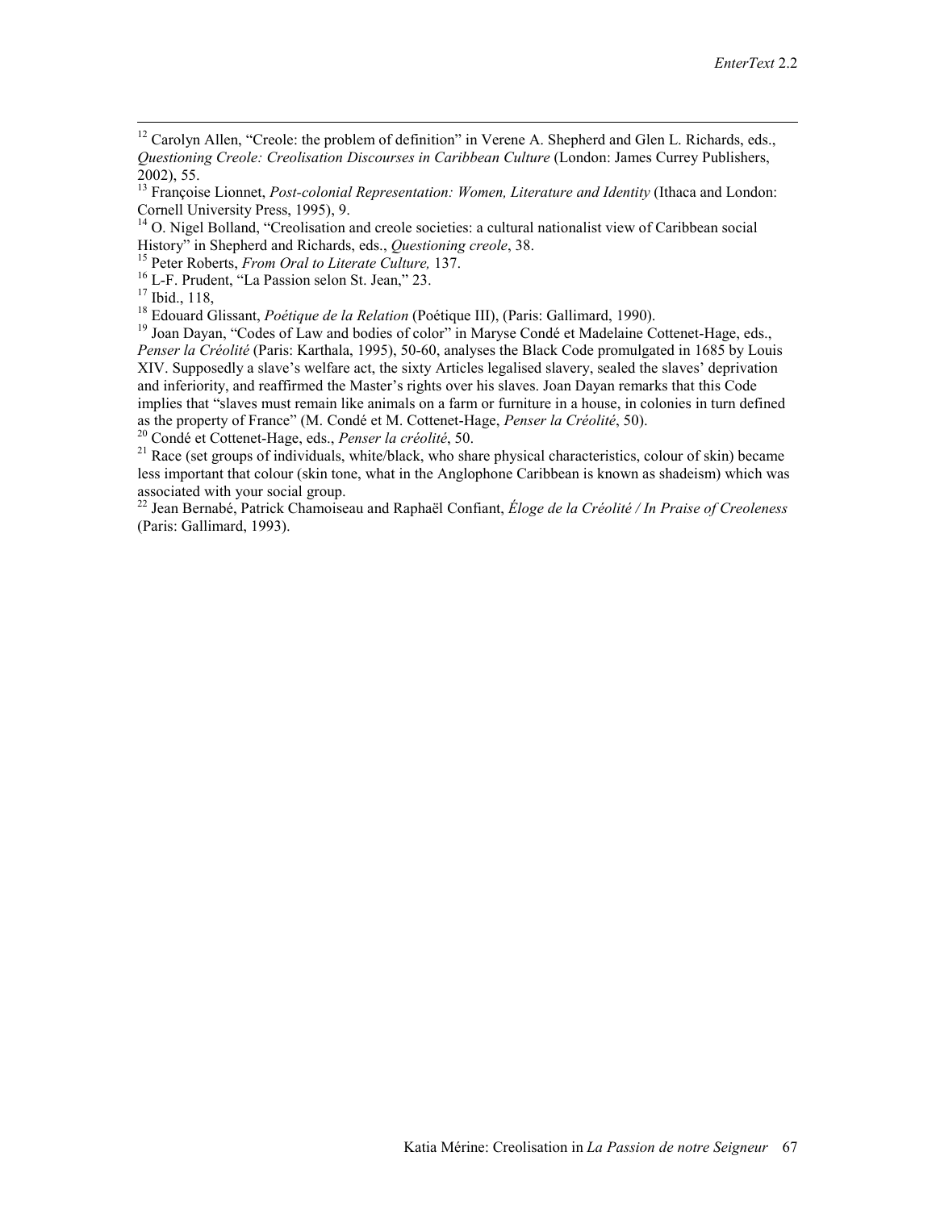[12] Carolyn Allen, "Creole: the problem of definition" in Verene A. Shepherd and Glen L. Richards, eds., *Questioning Creole: Creolisation Discourses in Caribbean Culture* (London: James Currey Publishers, 2002), 55.

[13] Françoise Lionnet, *Post-colonial Representation: Women, Literature and Identity* (Ithaca and London: Cornell University Press, 1995), 9.

[14] O. Nigel Bolland, "Creolisation and creole societies: a cultural nationalist view of Caribbean social History" in Shepherd and Richards, eds., *Questioning creole*, 38.

[15] Peter Roberts, *From Oral to Literate Culture,* 137.

[16] L-F. Prudent, "La Passion selon St. Jean," 23.

[17] Ibid., 118,

[18] Edouard Glissant, *Poétique de la Relation* (Poétique III), (Paris: Gallimard, 1990).

[19] Joan Dayan, "Codes of Law and bodies of color" in Maryse Condé et Madelaine Cottenet-Hage, eds., *Penser la Créolité* (Paris: Karthala, 1995), 50-60, analyses the Black Code promulgated in 1685 by Louis XIV. Supposedly a slave's welfare act, the sixty Articles legalised slavery, sealed the slaves' deprivation and inferiority, and reaffirmed the Master's rights over his slaves. Joan Dayan remarks that this Code implies that "slaves must remain like animals on a farm or furniture in a house, in colonies in turn defined as the property of France" (M. Condé et M. Cottenet-Hage, *Penser la Créolité*, 50).

[20] Condé et Cottenet-Hage, eds., *Penser la créolité*, 50.

[21] Race (set groups of individuals, white/black, who share physical characteristics, colour of skin) became less important that colour (skin tone, what in the Anglophone Caribbean is known as shadeism) which was associated with your social group.

[22] Jean Bernabé, Patrick Chamoiseau and Raphaël Confiant, *Éloge de la Créolité / In Praise of Creoleness* (Paris: Gallimard, 1993).